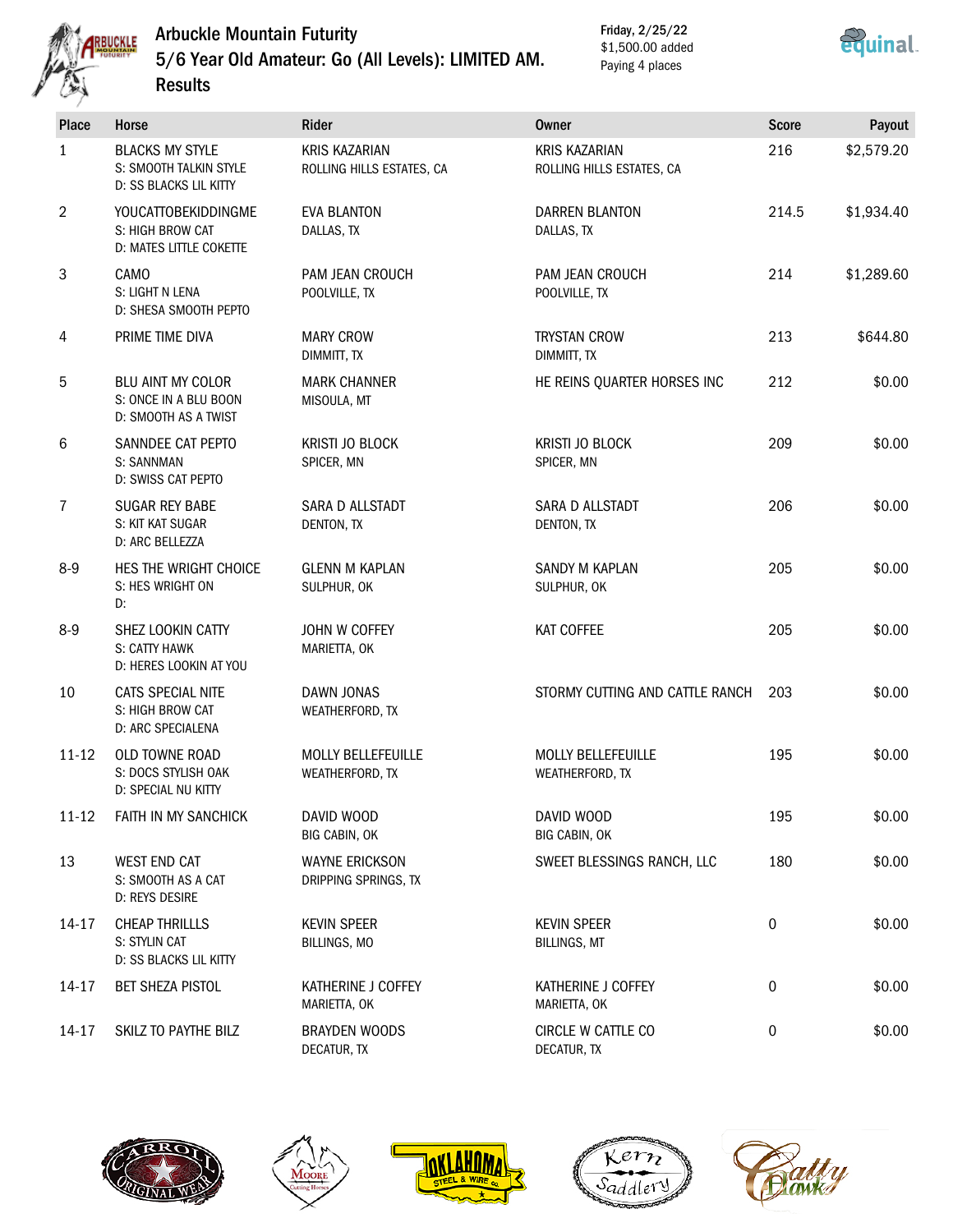# Arbuckle Mountain Futurity

## 5/6 Year Old Amateur: Go (All Levels): LIMITED AM.

## Results

Friday, 2/25/22
$1,500.00 added
Paying 4 places

| Place | Horse | Rider | Owner | Score | Payout |
|---|---|---|---|---|---|
| 1 | BLACKS MY STYLE<br>S: SMOOTH TALKIN STYLE<br>D: SS BLACKS LIL KITTY | KRIS KAZARIAN<br>ROLLING HILLS ESTATES, CA | KRIS KAZARIAN<br>ROLLING HILLS ESTATES, CA | 216 | $2,579.20 |
| 2 | YOUCATTOBEKIDDINGME<br>S: HIGH BROW CAT<br>D: MATES LITTLE COKETTE | EVA BLANTON<br>DALLAS, TX | DARREN BLANTON<br>DALLAS, TX | 214.5 | $1,934.40 |
| 3 | CAMO<br>S: LIGHT N LENA<br>D: SHESA SMOOTH PEPTO | PAM JEAN CROUCH<br>POOLVILLE, TX | PAM JEAN CROUCH<br>POOLVILLE, TX | 214 | $1,289.60 |
| 4 | PRIME TIME DIVA | MARY CROW<br>DIMMITT, TX | TRYSTAN CROW<br>DIMMITT, TX | 213 | $644.80 |
| 5 | BLU AINT MY COLOR<br>S: ONCE IN A BLU BOON<br>D: SMOOTH AS A TWIST | MARK CHANNER<br>MISOULA, MT | HE REINS QUARTER HORSES INC | 212 | $0.00 |
| 6 | SANNDEE CAT PEPTO<br>S: SANNMAN<br>D: SWISS CAT PEPTO | KRISTI JO BLOCK<br>SPICER, MN | KRISTI JO BLOCK<br>SPICER, MN | 209 | $0.00 |
| 7 | SUGAR REY BABE<br>S: KIT KAT SUGAR<br>D: ARC BELLEZZA | SARA D ALLSTADT<br>DENTON, TX | SARA D ALLSTADT<br>DENTON, TX | 206 | $0.00 |
| 8-9 | HES THE WRIGHT CHOICE<br>S: HES WRIGHT ON<br>D: | GLENN M KAPLAN<br>SULPHUR, OK | SANDY M KAPLAN<br>SULPHUR, OK | 205 | $0.00 |
| 8-9 | SHEZ LOOKIN CATTY<br>S: CATTY HAWK<br>D: HERES LOOKIN AT YOU | JOHN W COFFEY<br>MARIETTA, OK | KAT COFFEE | 205 | $0.00 |
| 10 | CATS SPECIAL NITE<br>S: HIGH BROW CAT<br>D: ARC SPECIALENA | DAWN JONAS<br>WEATHERFORD, TX | STORMY CUTTING AND CATTLE RANCH | 203 | $0.00 |
| 11-12 | OLD TOWNE ROAD<br>S: DOCS STYLISH OAK<br>D: SPECIAL NU KITTY | MOLLY BELLEFEUILLE<br>WEATHERFORD, TX | MOLLY BELLEFEUILLE<br>WEATHERFORD, TX | 195 | $0.00 |
| 11-12 | FAITH IN MY SANCHICK | DAVID WOOD<br>BIG CABIN, OK | DAVID WOOD<br>BIG CABIN, OK | 195 | $0.00 |
| 13 | WEST END CAT<br>S: SMOOTH AS A CAT<br>D: REYS DESIRE | WAYNE ERICKSON<br>DRIPPING SPRINGS, TX | SWEET BLESSINGS RANCH, LLC | 180 | $0.00 |
| 14-17 | CHEAP THRILLLS<br>S: STYLIN CAT<br>D: SS BLACKS LIL KITTY | KEVIN SPEER<br>BILLINGS, MO | KEVIN SPEER<br>BILLINGS, MT | 0 | $0.00 |
| 14-17 | BET SHEZA PISTOL | KATHERINE J COFFEY<br>MARIETTA, OK | KATHERINE J COFFEY<br>MARIETTA, OK | 0 | $0.00 |
| 14-17 | SKILZ TO PAYTHE BILZ | BRAYDEN WOODS<br>DECATUR, TX | CIRCLE W CATTLE CO<br>DECATUR, TX | 0 | $0.00 |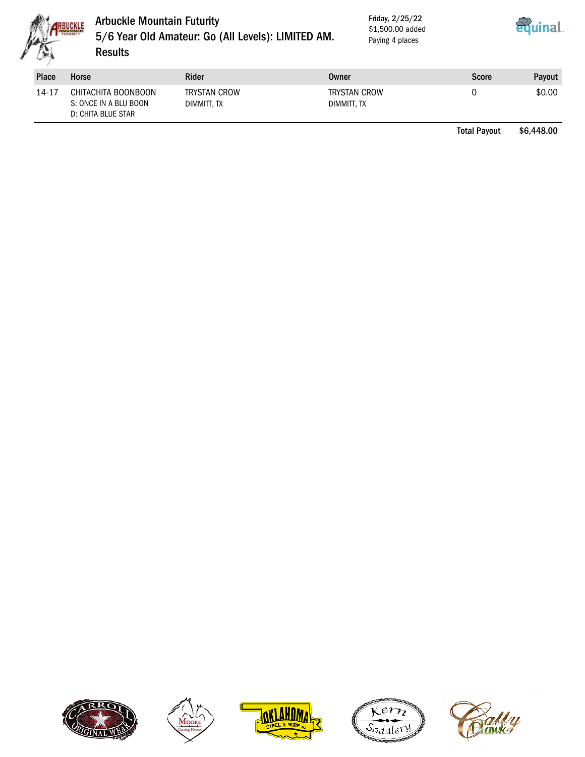# Arbuckle Mountain Futurity

## 5/6 Year Old Amateur: Go (All Levels): LIMITED AM.

## Results

Friday, 2/25/22
$1,500.00 added
Paying 4 places

| Place | Horse | Rider | Owner | Score | Payout |
|---|---|---|---|---|---|
| 14-17 | CHITACHITA BOONBOON<br>S: ONCE IN A BLU BOON<br>D: CHITA BLUE STAR | TRYSTAN CROW<br>DIMMITT, TX | TRYSTAN CROW<br>DIMMITT, TX | 0 | $0.00 |

**Total Payout** **$6,448.00**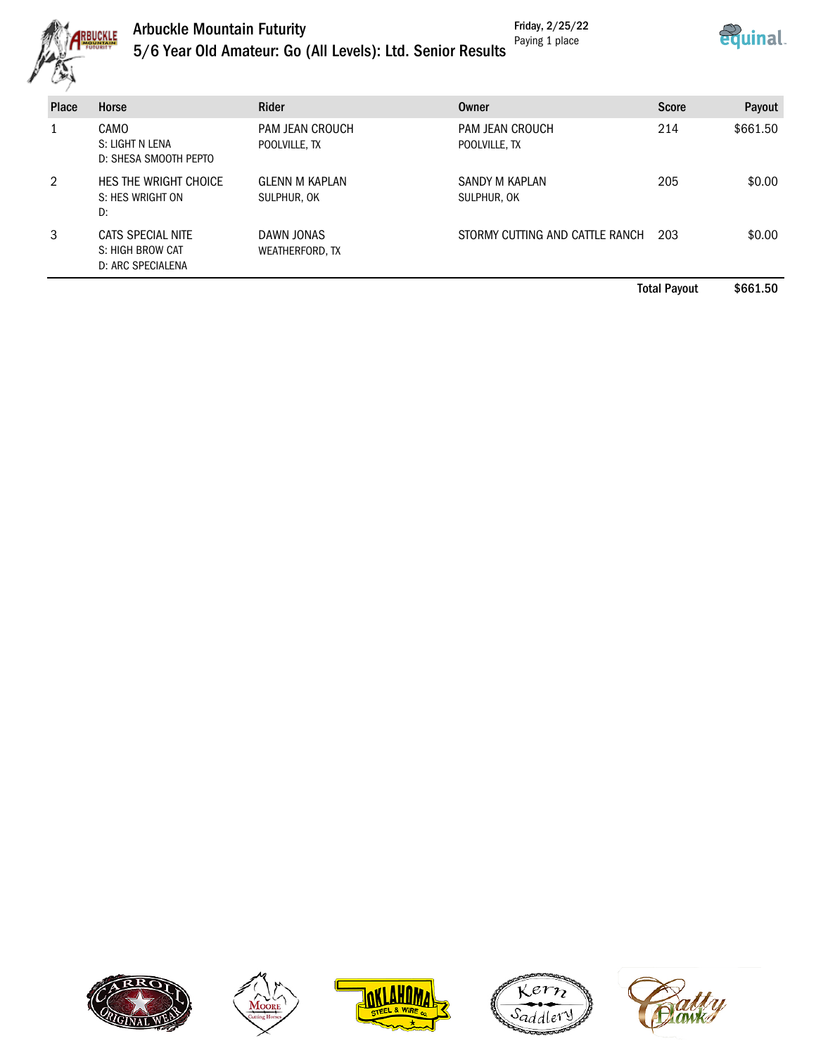# Arbuckle Mountain Futurity

## 5/6 Year Old Amateur: Go (All Levels): Ltd. Senior Results

Friday, 2/25/22
Paying 1 place

| Place | Horse | Rider | Owner | Score | Payout |
|---|---|---|---|---|---|
| 1 | CAMO<br>S: LIGHT N LENA<br>D: SHESA SMOOTH PEPTO | PAM JEAN CROUCH<br>POOLVILLE, TX | PAM JEAN CROUCH<br>POOLVILLE, TX | 214 | $661.50 |
| 2 | HES THE WRIGHT CHOICE<br>S: HES WRIGHT ON<br>D: | GLENN M KAPLAN<br>SULPHUR, OK | SANDY M KAPLAN<br>SULPHUR, OK | 205 | $0.00 |
| 3 | CATS SPECIAL NITE<br>S: HIGH BROW CAT<br>D: ARC SPECIALENA | DAWN JONAS<br>WEATHERFORD, TX | STORMY CUTTING AND CATTLE RANCH | 203 | $0.00 |
| | | | | **Total Payout** | **$661.50** |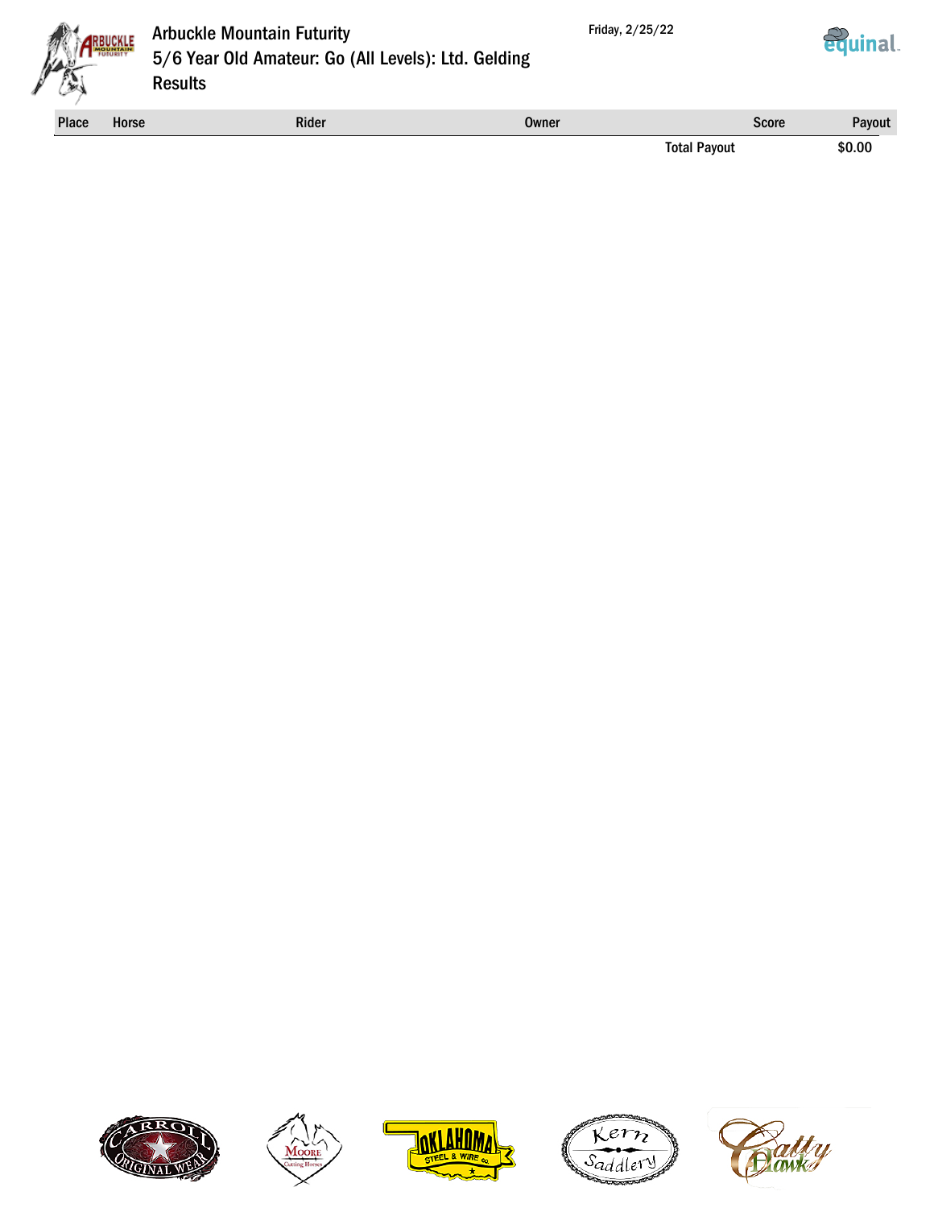# Arbuckle Mountain Futurity

## 5/6 Year Old Amateur: Go (All Levels): Ltd. Gelding

## Results

Friday, 2/25/22

| Place | Horse | Rider | Owner | Score | Payout |
|---|---|---|---|---|---|
| | | | | Total Payout | $0.00 |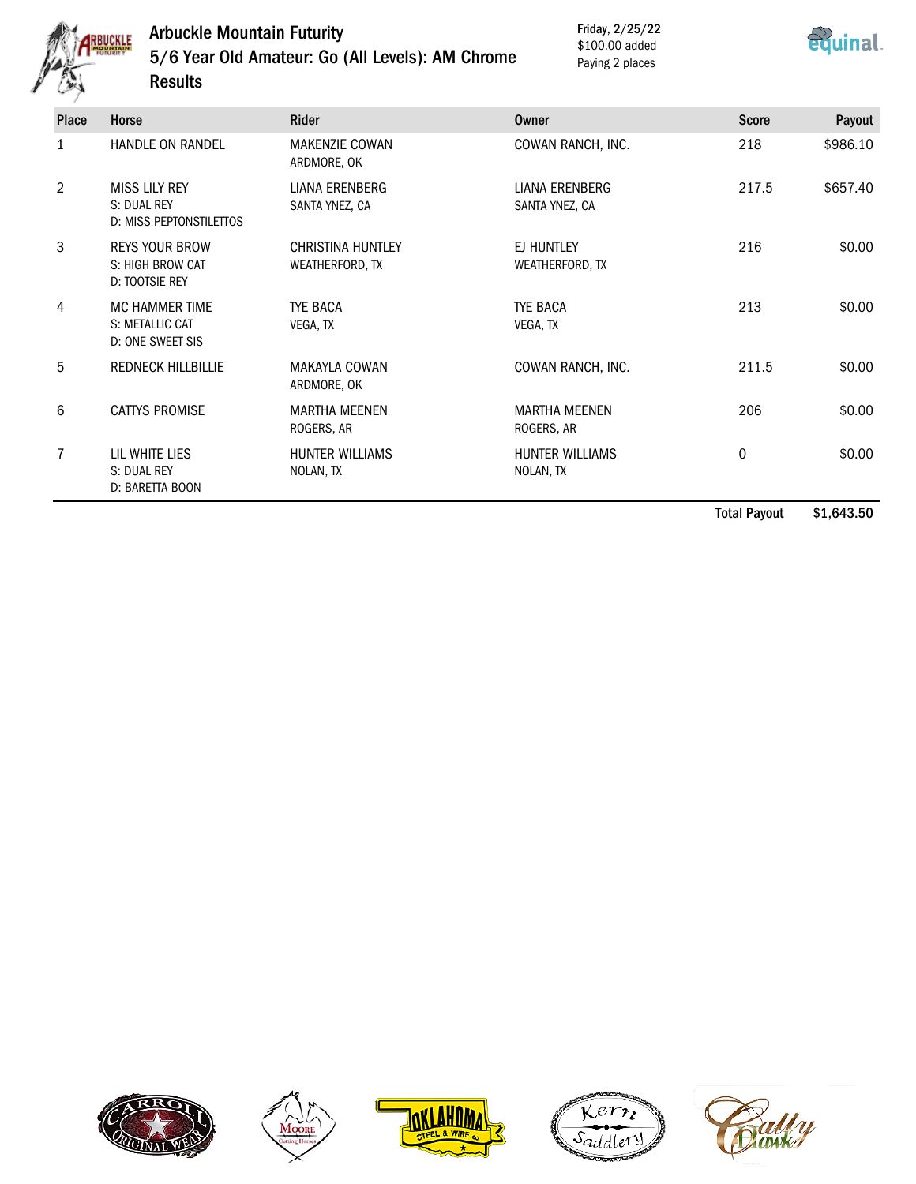# Arbuckle Mountain Futurity

## 5/6 Year Old Amateur: Go (All Levels): AM Chrome

## Results

Friday, 2/25/22
$100.00 added
Paying 2 places

| Place | Horse | Rider | Owner | Score | Payout |
|---|---|---|---|---|---|
| 1 | HANDLE ON RANDEL | MAKENZIE COWAN<br>ARDMORE, OK | COWAN RANCH, INC. | 218 | $986.10 |
| 2 | MISS LILY REY<br>S: DUAL REY<br>D: MISS PEPTONSTILETTOS | LIANA ERENBERG<br>SANTA YNEZ, CA | LIANA ERENBERG<br>SANTA YNEZ, CA | 217.5 | $657.40 |
| 3 | REYS YOUR BROW<br>S: HIGH BROW CAT<br>D: TOOTSIE REY | CHRISTINA HUNTLEY<br>WEATHERFORD, TX | EJ HUNTLEY<br>WEATHERFORD, TX | 216 | $0.00 |
| 4 | MC HAMMER TIME<br>S: METALLIC CAT<br>D: ONE SWEET SIS | TYE BACA<br>VEGA, TX | TYE BACA<br>VEGA, TX | 213 | $0.00 |
| 5 | REDNECK HILLBILLIE | MAKAYLA COWAN<br>ARDMORE, OK | COWAN RANCH, INC. | 211.5 | $0.00 |
| 6 | CATTYS PROMISE | MARTHA MEENEN<br>ROGERS, AR | MARTHA MEENEN<br>ROGERS, AR | 206 | $0.00 |
| 7 | LIL WHITE LIES<br>S: DUAL REY<br>D: BARETTA BOON | HUNTER WILLIAMS<br>NOLAN, TX | HUNTER WILLIAMS<br>NOLAN, TX | 0 | $0.00 |

**Total Payout** **$1,643.50**